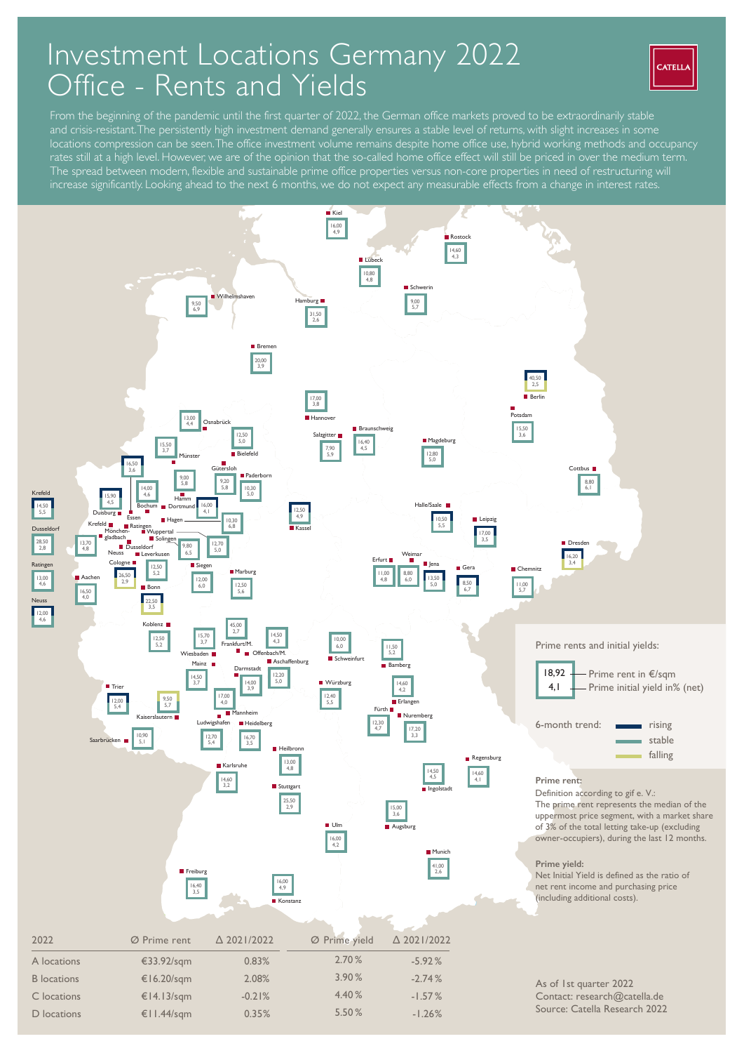# Investment Locations Germany 2022
# Office - Rents and Yields

CATELLA

From the beginning of the pandemic until the first quarter of 2022, the German office markets proved to be extraordinarily stable and crisis-resistant. The persistently high investment demand generally ensures a stable level of returns, with slight increases in some locations compression can be seen. The office investment volume remains despite home office use, hybrid working methods and occupancy rates still at a high level. However, we are of the opinion that the so-called home office effect will still be priced in over the medium term. The spread between modern, flexible and sustainable prime office properties versus non-core properties in need of restructuring will increase significantly. Looking ahead to the next 6 months, we do not expect any measurable effects from a change in interest rates.

| Location | Prime rent in €/sqm | Prime initial yield in% (net) |
|---|---|---|
| Kiel | 16,00 | 4,9 |
| Rostock | 14,60 | 4,3 |
| Lübeck | 10,80 | 4,8 |
| Schwerin | 9,00 | 5,7 |
| Wilhelmshaven | 9,50 | 6,9 |
| Hamburg | 31,50 | 2,6 |
| Bremen | 20,00 | 3,9 |
| Hannover | 17,00 | 3,8 |
| Berlin | 40,50 | 2,5 |
| Potsdam | 15,50 | 3,6 |
| Osnabrück | 13,00 | 4,4 |
| Bielefeld | 12,50 | 5,0 |
| Münster | 15,50 | 3,7 |
| Salzgitter | 7,90 | 5,9 |
| Braunschweig | 16,40 | 4,5 |
| Magdeburg | 12,80 | 5,0 |
| Gütersloh | 9,20 | 5,8 |
| Paderborn | 10,30 | 5,0 |
| Hamm | 9,00 | 5,8 |
| Essen | 16,50 | 3,6 |
| Duisburg | 15,90 | 4,5 |
| Bochum | 14,00 | 4,6 |
| Dortmund | 16,00 | 4,1 |
| Hagen | 10,30 | 6,8 |
| Wuppertal | 12,70 | 5,0 |
| Solingen | 9,80 | 6,5 |
| Mönchengladbach | 13,70 | 4,8 |
| Krefeld | 14,50 | 5,5 |
| Dusseldorf | 28,50 | 2,8 |
| Ratingen | 13,00 | 4,6 |
| Neuss | 12,00 | 4,6 |
| Leverkusen | 12,50 | 5,2 |
| Cologne | 26,50 | 2,9 |
| Aachen | 16,50 | 4,0 |
| Bonn | 22,50 | 3,5 |
| Siegen | 12,00 | 6,0 |
| Marburg | 12,50 | 5,6 |
| Kassel | 12,50 | 4,9 |
| Cottbus | 8,80 | 6,1 |
| Halle/Saale | 10,50 | 5,5 |
| Leipzig | 17,00 | 3,5 |
| Dresden | 16,20 | 3,4 |
| Erfurt | 11,00 | 4,8 |
| Weimar | 8,80 | 6,0 |
| Jena | 13,50 | 5,0 |
| Gera | 8,50 | 6,7 |
| Chemnitz | 11,00 | 5,7 |
| Koblenz | 12,50 | 5,2 |
| Wiesbaden | 15,70 | 3,7 |
| Frankfurt/M. | 45,00 | 2,7 |
| Offenbach/M. | 14,50 | 4,3 |
| Schweinfurt | 10,00 | 6,0 |
| Bamberg | 11,50 | 5,2 |
| Mainz | 14,50 | 3,7 |
| Darmstadt | 14,00 | 3,9 |
| Aschaffenburg | 12,20 | 5,0 |
| Würzburg | 12,40 | 5,5 |
| Erlangen | 14,60 | 4,2 |
| Trier | 12,00 | 5,4 |
| Kaiserslautern | 9,50 | 5,7 |
| Mannheim | 17,00 | 4,0 |
| Ludwigshafen | 12,70 | 5,4 |
| Heidelberg | 16,70 | 3,5 |
| Fürth | 12,30 | 4,7 |
| Nuremberg | 17,20 | 3,3 |
| Saarbrücken | 10,90 | 5,1 |
| Heilbronn | 13,00 | 4,8 |
| Karlsruhe | 14,60 | 3,2 |
| Stuttgart | 25,50 | 2,9 |
| Regensburg | 14,60 | 4,1 |
| Ingolstadt | 14,50 | 4,5 |
| Augsburg | 15,00 | 3,6 |
| Ulm | 16,00 | 4,2 |
| Munich | 41,00 | 2,6 |
| Freiburg | 16,40 | 3,5 |
| Konstanz | 16,00 | 4,9 |

Prime rents and initial yields:

18,92 — Prime rent in €/sqm
4,1 — Prime initial yield in% (net)

6-month trend: rising / stable / falling

**Prime rent:**
Definition according to gif e. V.:
The prime rent represents the median of the uppermost price segment, with a market share of 3% of the total letting take-up (excluding owner-occupiers), during the last 12 months.

**Prime yield:**
Net Initial Yield is defined as the ratio of net rent income and purchasing price (including additional costs).

| 2022 | Ø Prime rent | Δ 2021/2022 | Ø Prime yield | Δ 2021/2022 |
|---|---|---|---|---|
| A locations | €33.92/sqm | 0.83% | 2.70 % | -5.92 % |
| B locations | €16.20/sqm | 2.08% | 3.90 % | -2.74 % |
| C locations | €14.13/sqm | -0.21% | 4.40 % | -1.57 % |
| D locations | €11.44/sqm | 0.35% | 5.50 % | -1.26 % |

As of 1st quarter 2022
Contact: research@catella.de
Source: Catella Research 2022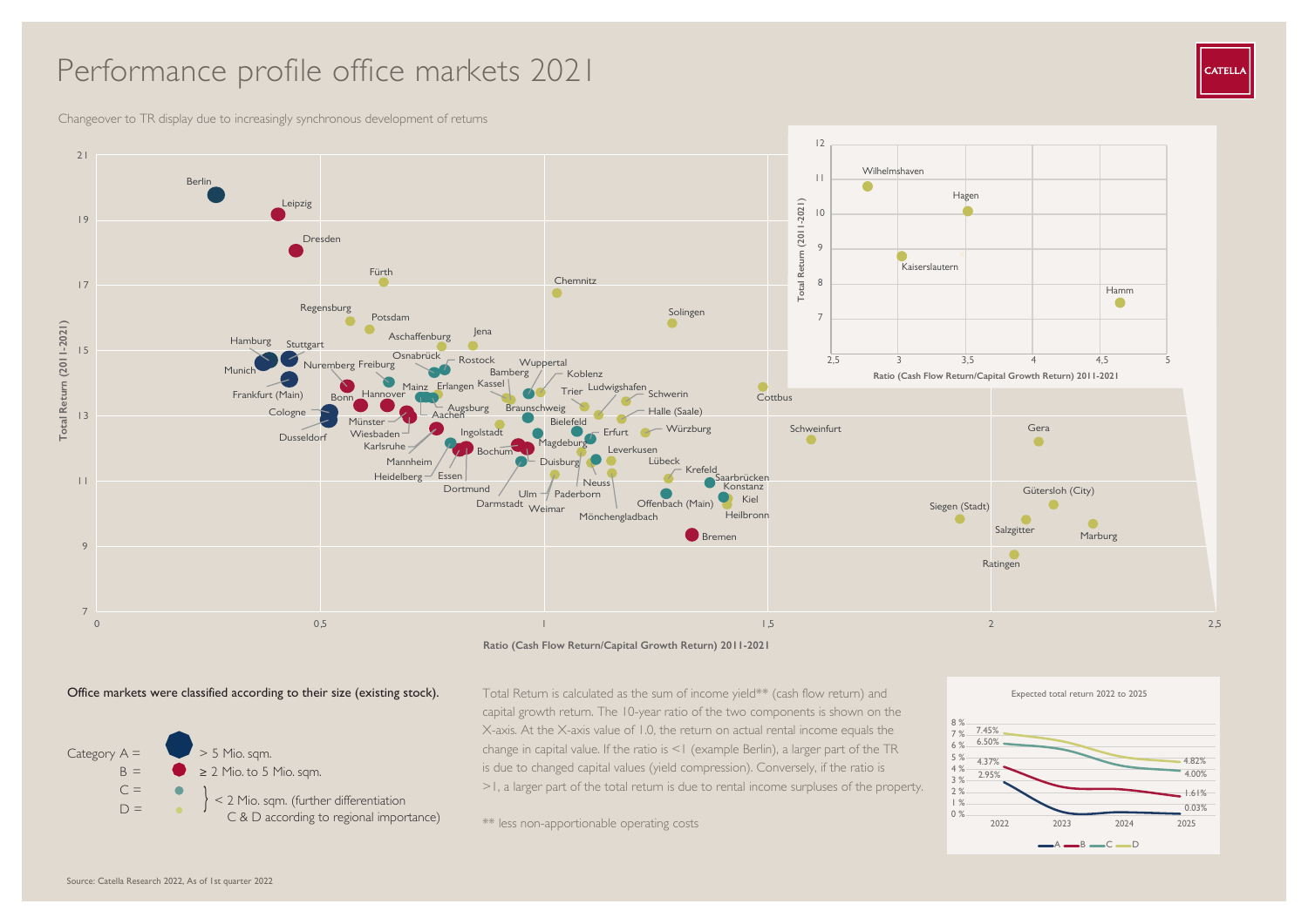# Performance profile office markets 2021

Changeover to TR display due to increasingly synchronous development of returns

CATELLA

Total Return (2011-2021)

Ratio (Cash Flow Return/Capital Growth Return) 2011-2021

21
19
17
15
13
11
9
7

0
0,5
1
1,5
2
2,5

Berlin
Leipzig
Dresden
Fürth
Chemnitz
Regensburg
Potsdam
Solingen
Aschaffenburg
Jena
Hamburg
Stuttgart
Osnabrück
Rostock
Munich
Nuremberg
Freiburg
Wuppertal
Bamberg
Koblenz
Frankfurt (Main)
Bonn
Hannover
Mainz
Erlangen
Kassel
Trier
Ludwigshafen
Schwerin
Cottbus
Augsburg
Braunschweig
Halle (Saale)
Cologne
Münster
Aachen
Bielefeld
Erfurt
Würzburg
Schweinfurt
Gera
Dusseldorf
Wiesbaden
Ingolstadt
Magdeburg
Karlsruhe
Bochum
Leverkusen
Mannheim
Duisburg
Lübeck
Heidelberg
Essen
Krefeld
Neuss
Saarbrücken
Dortmund
Ulm
Paderborn
Konstanz
Gütersloh (City)
Darmstadt
Weimar
Offenbach (Main)
Kiel
Siegen (Stadt)
Heilbronn
Mönchengladbach
Salzgitter
Marburg
Bremen
Ratingen

Total Return (2011-2021)

Ratio (Cash Flow Return/Capital Growth Return) 2011-2021

12
11
10
9
8
7

2,5
3
3,5
4
4,5
5

Wilhelmshaven
Hagen
Kaiserslautern
Hamm

Office markets were classified according to their size (existing stock).

Category A = > 5 Mio. sqm.
B = ≥ 2 Mio. to 5 Mio. sqm.
C =
D =
} < 2 Mio. sqm. (further differentiation C & D according to regional importance)

Total Return is calculated as the sum of income yield** (cash flow return) and capital growth return. The 10-year ratio of the two components is shown on the X-axis. At the X-axis value of 1.0, the return on actual rental income equals the change in capital value. If the ratio is <1 (example Berlin), a larger part of the TR is due to changed capital values (yield compression). Conversely, if the ratio is >1, a larger part of the total return is due to rental income surpluses of the property.

** less non-apportionable operating costs

Expected total return 2022 to 2025

8 %
7 %
6 %
5 %
4 %
3 %
2 %
1 %
0 %

2022
2023
2024
2025

7.45%
6.50%
4.37%
2.95%
4.82%
4.00%
1.61%
0.03%

A
B
C
D

Source: Catella Research 2022, As of 1st quarter 2022